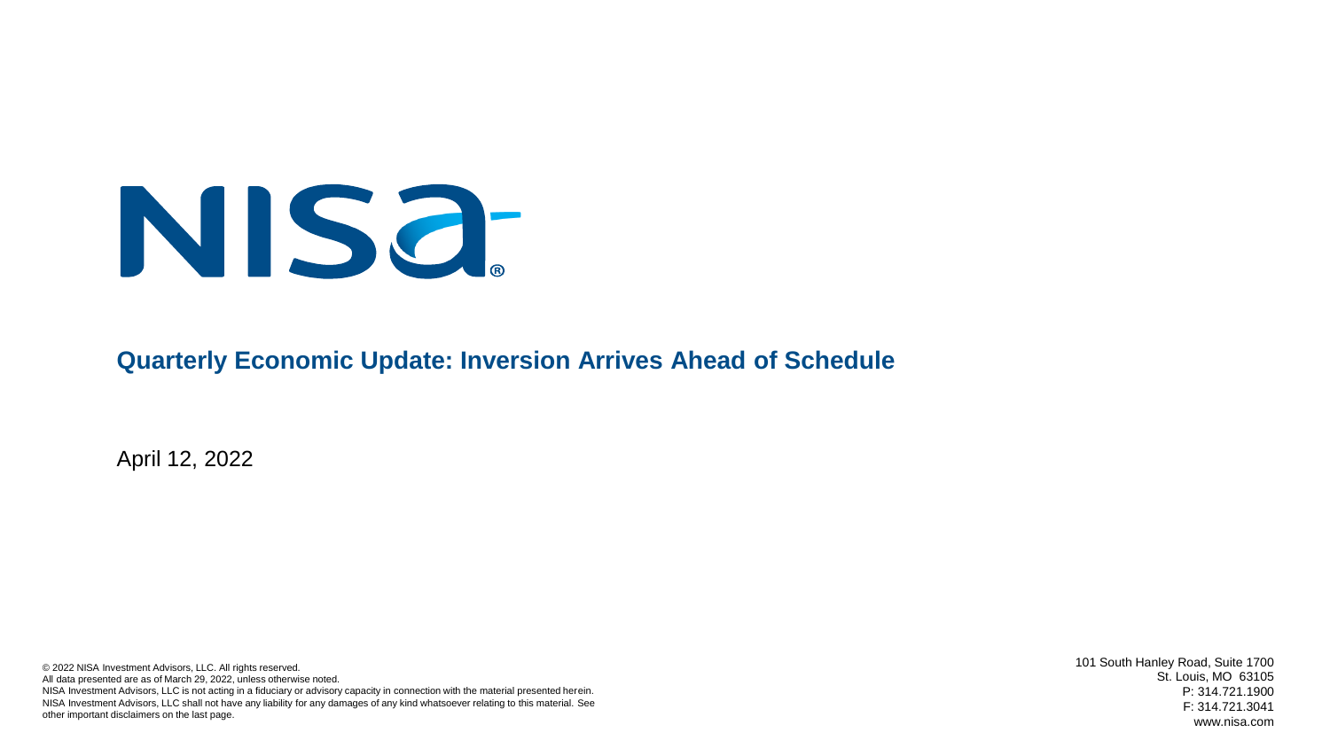# Quarterly Economic Update: Inversion Arrives Ahead of Schedule

April 12, 2022

© 2022 NISA Investment Advisors, LLC. All rights reserved.
All data presented are as of March 29, 2022, unless otherwise noted.
NISA Investment Advisors, LLC is not acting in a fiduciary or advisory capacity in connection with the material presented herein.
NISA Investment Advisors, LLC shall not have any liability for any damages of any kind whatsoever relating to this material. See other important disclaimers on the last page.

101 South Hanley Road, Suite 1700
St. Louis, MO 63105
P: 314.721.1900
F: 314.721.3041
www.nisa.com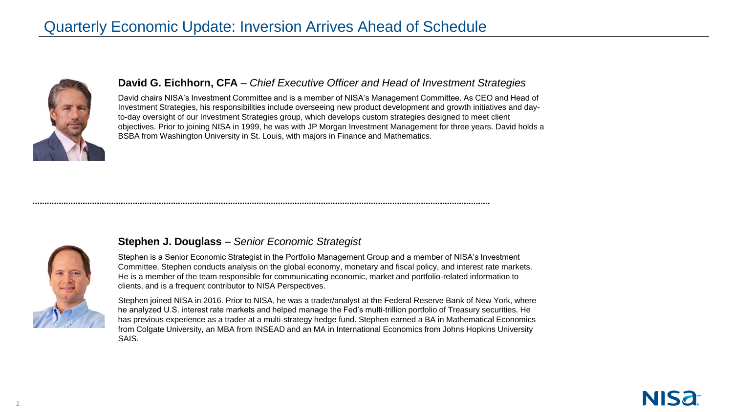# Quarterly Economic Update: Inversion Arrives Ahead of Schedule

**David G. Eichhorn, CFA** – *Chief Executive Officer and Head of Investment Strategies*

David chairs NISA's Investment Committee and is a member of NISA's Management Committee. As CEO and Head of Investment Strategies, his responsibilities include overseeing new product development and growth initiatives and day-to-day oversight of our Investment Strategies group, which develops custom strategies designed to meet client objectives. Prior to joining NISA in 1999, he was with JP Morgan Investment Management for three years. David holds a BSBA from Washington University in St. Louis, with majors in Finance and Mathematics.

**Stephen J. Douglass** – *Senior Economic Strategist*

Stephen is a Senior Economic Strategist in the Portfolio Management Group and a member of NISA's Investment Committee. Stephen conducts analysis on the global economy, monetary and fiscal policy, and interest rate markets. He is a member of the team responsible for communicating economic, market and portfolio-related information to clients, and is a frequent contributor to NISA Perspectives.

Stephen joined NISA in 2016. Prior to NISA, he was a trader/analyst at the Federal Reserve Bank of New York, where he analyzed U.S. interest rate markets and helped manage the Fed's multi-trillion portfolio of Treasury securities. He has previous experience as a trader at a multi-strategy hedge fund. Stephen earned a BA in Mathematical Economics from Colgate University, an MBA from INSEAD and an MA in International Economics from Johns Hopkins University SAIS.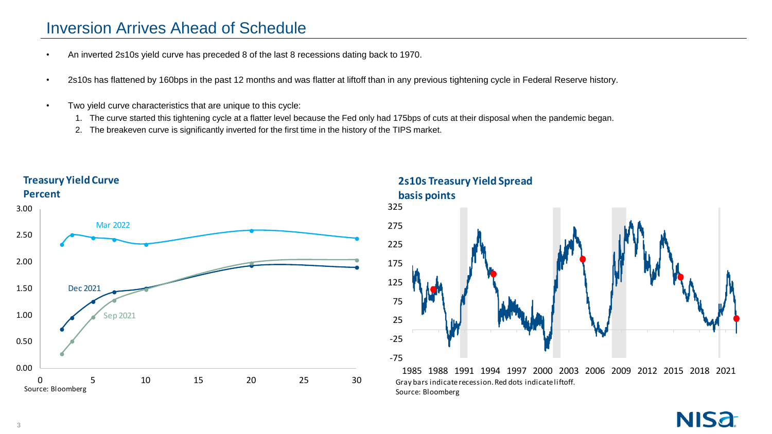# Inversion Arrives Ahead of Schedule

- An inverted 2s10s yield curve has preceded 8 of the last 8 recessions dating back to 1970.
- 2s10s has flattened by 160bps in the past 12 months and was flatter at liftoff than in any previous tightening cycle in Federal Reserve history.
- Two yield curve characteristics that are unique to this cycle:
  1. The curve started this tightening cycle at a flatter level because the Fed only had 175bps of cuts at their disposal when the pandemic began.
  2. The breakeven curve is significantly inverted for the first time in the history of the TIPS market.

**Treasury Yield Curve**
**Percent**

Source: Bloomberg

**2s10s Treasury Yield Spread**
**basis points**

Gray bars indicate recession. Red dots indicate liftoff.
Source: Bloomberg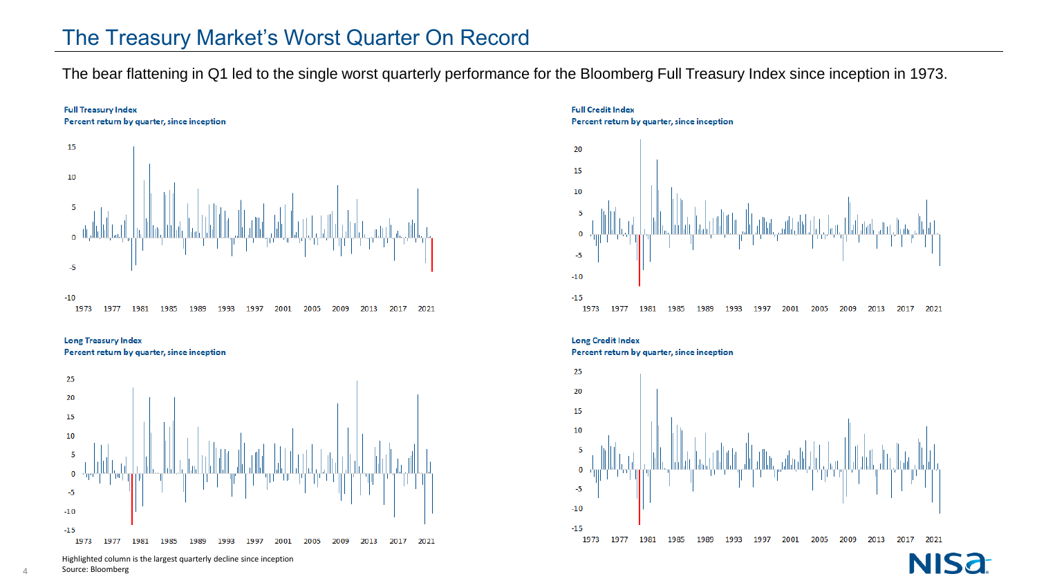# The Treasury Market's Worst Quarter On Record

The bear flattening in Q1 led to the single worst quarterly performance for the Bloomberg Full Treasury Index since inception in 1973.

**Full Treasury Index**
**Percent return by quarter, since inception**

**Full Credit Index**
**Percent return by quarter, since inception**

**Long Treasury Index**
**Percent return by quarter, since inception**

**Long Credit Index**
**Percent return by quarter, since inception**

Highlighted column is the largest quarterly decline since inception

Source: Bloomberg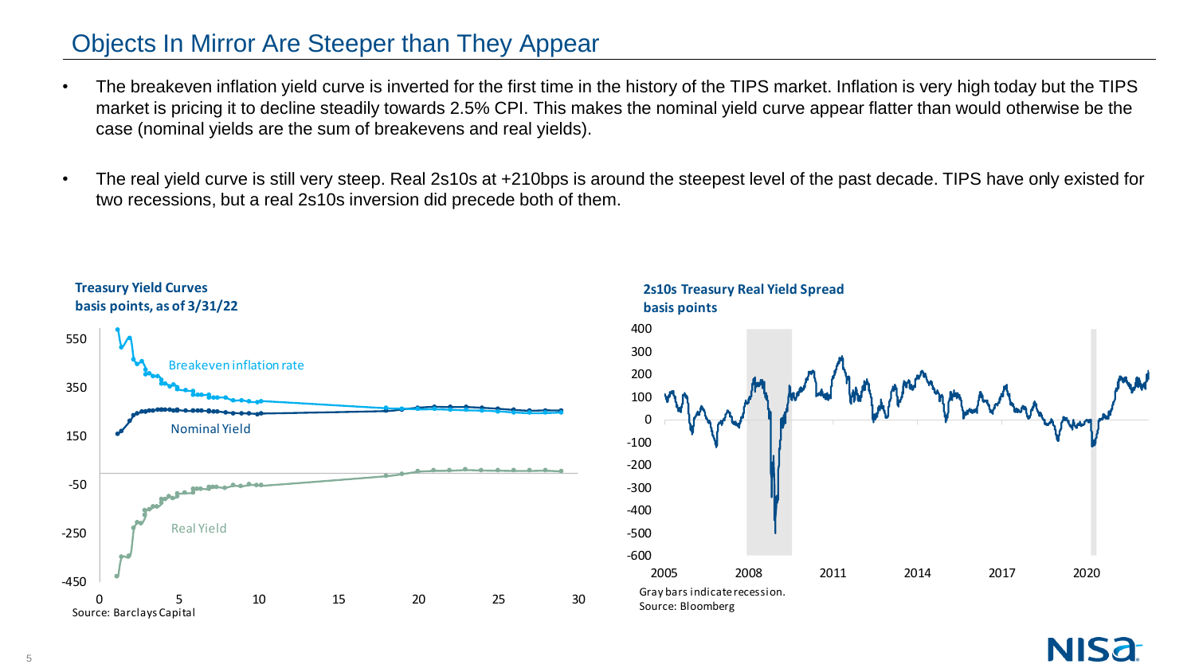# Objects In Mirror Are Steeper than They Appear

- The breakeven inflation yield curve is inverted for the first time in the history of the TIPS market. Inflation is very high today but the TIPS market is pricing it to decline steadily towards 2.5% CPI. This makes the nominal yield curve appear flatter than would otherwise be the case (nominal yields are the sum of breakevens and real yields).
- The real yield curve is still very steep. Real 2s10s at +210bps is around the steepest level of the past decade. TIPS have only existed for two recessions, but a real 2s10s inversion did precede both of them.

**Treasury Yield Curves**
**basis points, as of 3/31/22**

Source: Barclays Capital

**2s10s Treasury Real Yield Spread**
**basis points**

Gray bars indicate recession.
Source: Bloomberg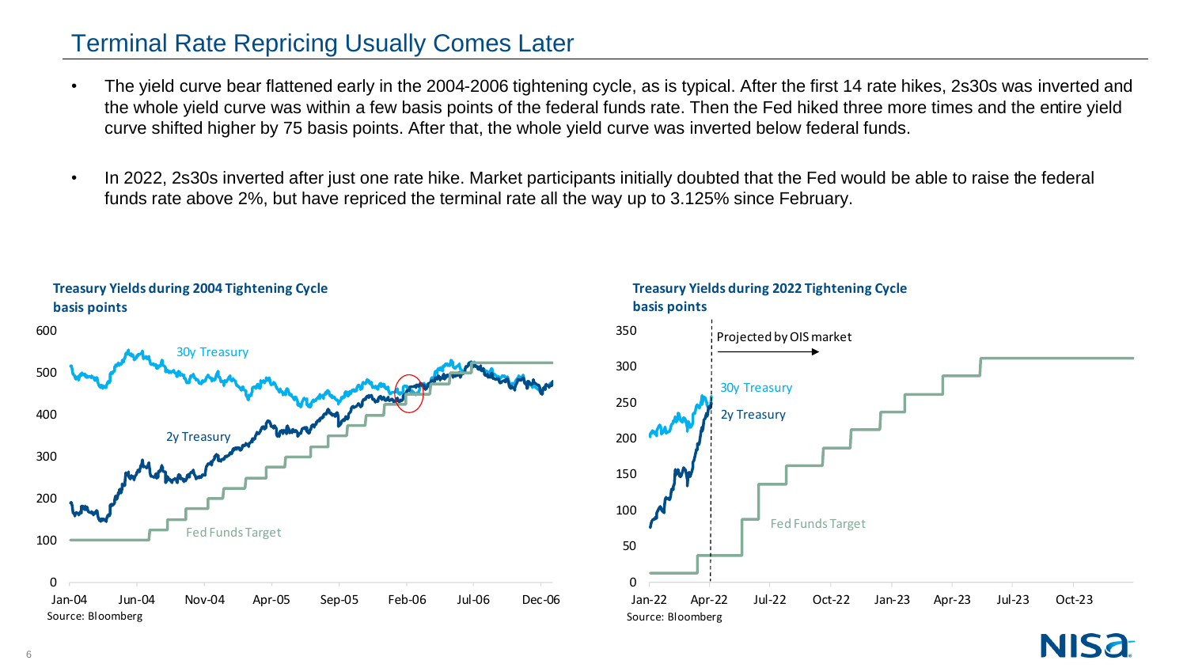# Terminal Rate Repricing Usually Comes Later

- The yield curve bear flattened early in the 2004-2006 tightening cycle, as is typical. After the first 14 rate hikes, 2s30s was inverted and the whole yield curve was within a few basis points of the federal funds rate. Then the Fed hiked three more times and the entire yield curve shifted higher by 75 basis points. After that, the whole yield curve was inverted below federal funds.
- In 2022, 2s30s inverted after just one rate hike. Market participants initially doubted that the Fed would be able to raise the federal funds rate above 2%, but have repriced the terminal rate all the way up to 3.125% since February.

**Treasury Yields during 2004 Tightening Cycle**
**basis points**

Source: Bloomberg

**Treasury Yields during 2022 Tightening Cycle**
**basis points**

Source: Bloomberg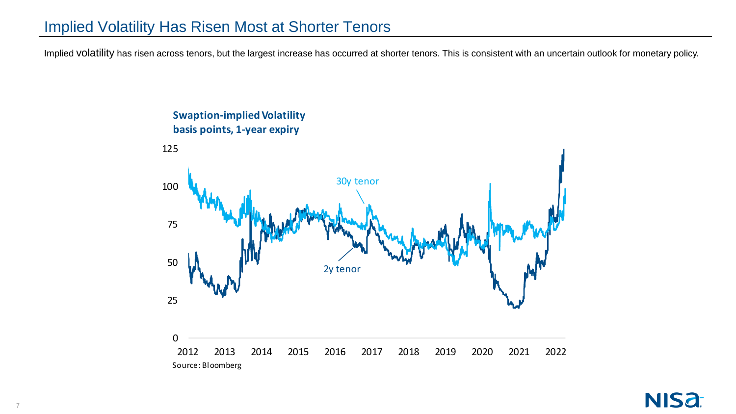# Implied Volatility Has Risen Most at Shorter Tenors

Implied volatility has risen across tenors, but the largest increase has occurred at shorter tenors. This is consistent with an uncertain outlook for monetary policy.

**Swaption-implied Volatility**
**basis points, 1-year expiry**

Source: Bloomberg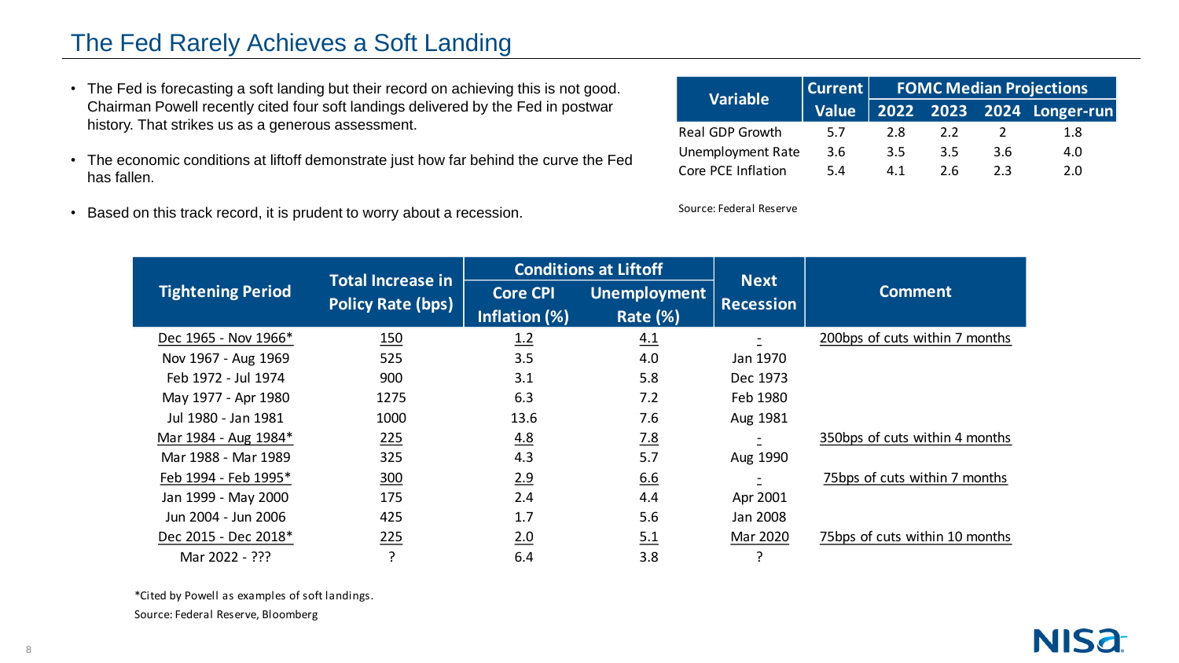# The Fed Rarely Achieves a Soft Landing

- The Fed is forecasting a soft landing but their record on achieving this is not good. Chairman Powell recently cited four soft landings delivered by the Fed in postwar history. That strikes us as a generous assessment.
- The economic conditions at liftoff demonstrate just how far behind the curve the Fed has fallen.
- Based on this track record, it is prudent to worry about a recession.

| Variable | Current Value | FOMC Median Projections | | | |
|---|---|---|---|---|---|
| | | 2022 | 2023 | 2024 | Longer-run |
| Real GDP Growth | 5.7 | 2.8 | 2.2 | 2 | 1.8 |
| Unemployment Rate | 3.6 | 3.5 | 3.5 | 3.6 | 4.0 |
| Core PCE Inflation | 5.4 | 4.1 | 2.6 | 2.3 | 2.0 |

Source: Federal Reserve

| Tightening Period | Total Increase in Policy Rate (bps) | Conditions at Liftoff | | Next Recession | Comment |
|---|---|---|---|---|---|
| | | Core CPI Inflation (%) | Unemployment Rate (%) | | |
| Dec 1965 - Nov 1966* | 150 | 1.2 | 4.1 | - | 200bps of cuts within 7 months |
| Nov 1967 - Aug 1969 | 525 | 3.5 | 4.0 | Jan 1970 | |
| Feb 1972 - Jul 1974 | 900 | 3.1 | 5.8 | Dec 1973 | |
| May 1977 - Apr 1980 | 1275 | 6.3 | 7.2 | Feb 1980 | |
| Jul 1980 - Jan 1981 | 1000 | 13.6 | 7.6 | Aug 1981 | |
| Mar 1984 - Aug 1984* | 225 | 4.8 | 7.8 | - | 350bps of cuts within 4 months |
| Mar 1988 - Mar 1989 | 325 | 4.3 | 5.7 | Aug 1990 | |
| Feb 1994 - Feb 1995* | 300 | 2.9 | 6.6 | - | 75bps of cuts within 7 months |
| Jan 1999 - May 2000 | 175 | 2.4 | 4.4 | Apr 2001 | |
| Jun 2004 - Jun 2006 | 425 | 1.7 | 5.6 | Jan 2008 | |
| Dec 2015 - Dec 2018* | 225 | 2.0 | 5.1 | Mar 2020 | 75bps of cuts within 10 months |
| Mar 2022 - ??? | ? | 6.4 | 3.8 | ? | |

*Cited by Powell as examples of soft landings.

Source: Federal Reserve, Bloomberg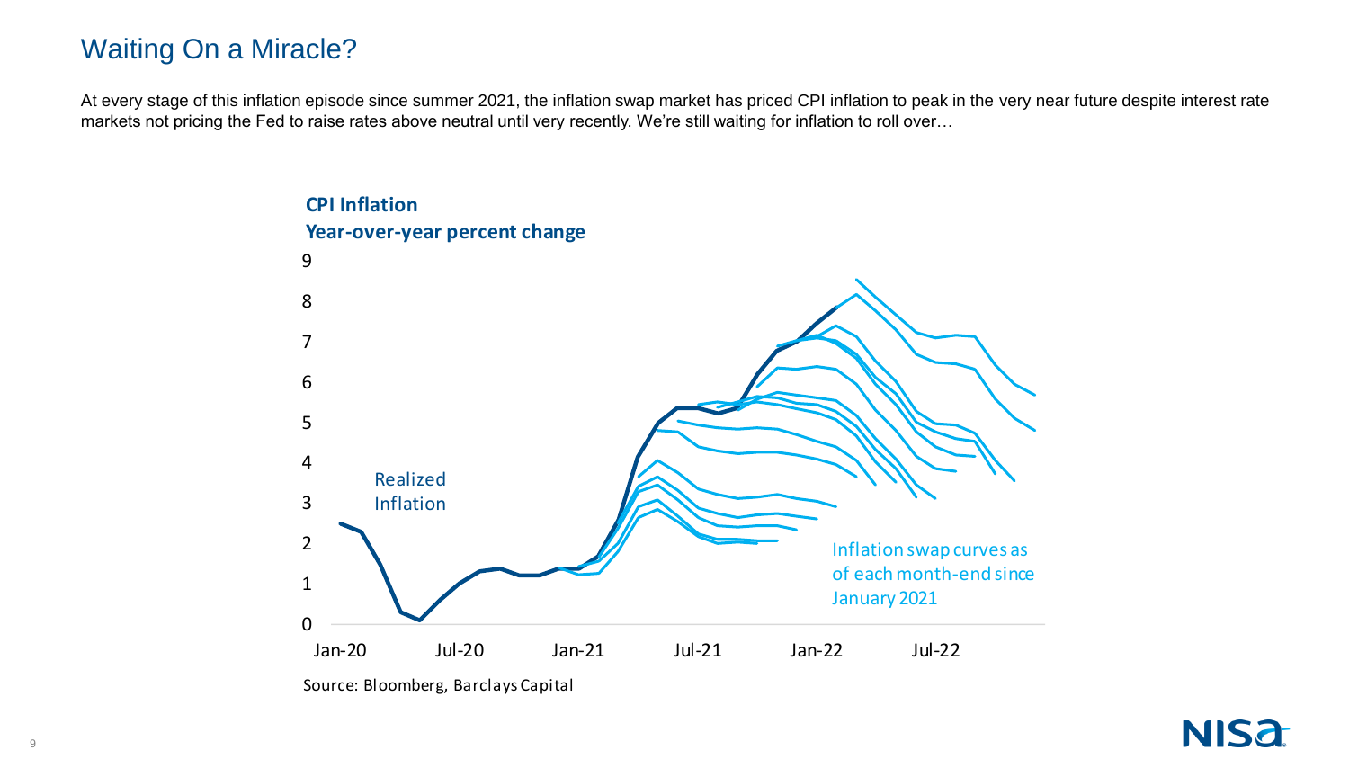# Waiting On a Miracle?

At every stage of this inflation episode since summer 2021, the inflation swap market has priced CPI inflation to peak in the very near future despite interest rate markets not pricing the Fed to raise rates above neutral until very recently. We're still waiting for inflation to roll over…

**CPI Inflation**
**Year-over-year percent change**

Source: Bloomberg, Barclays Capital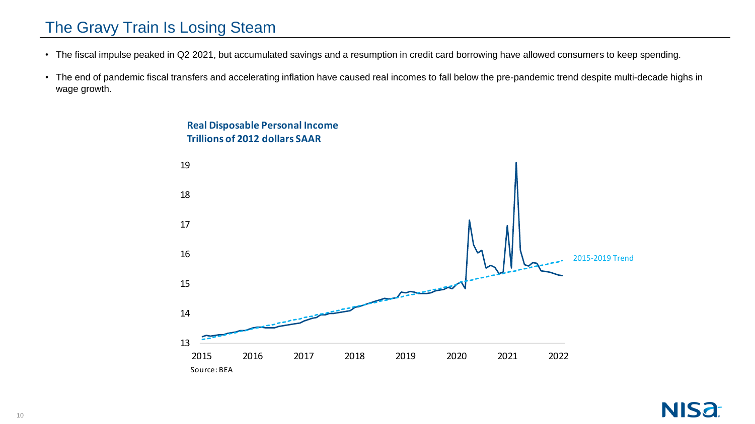# The Gravy Train Is Losing Steam

- The fiscal impulse peaked in Q2 2021, but accumulated savings and a resumption in credit card borrowing have allowed consumers to keep spending.
- The end of pandemic fiscal transfers and accelerating inflation have caused real incomes to fall below the pre-pandemic trend despite multi-decade highs in wage growth.

**Real Disposable Personal Income**
**Trillions of 2012 dollars SAAR**

19
18
17
16
15
14
13

2015 2016 2017 2018 2019 2020 2021 2022

2015-2019 Trend

Source: BEA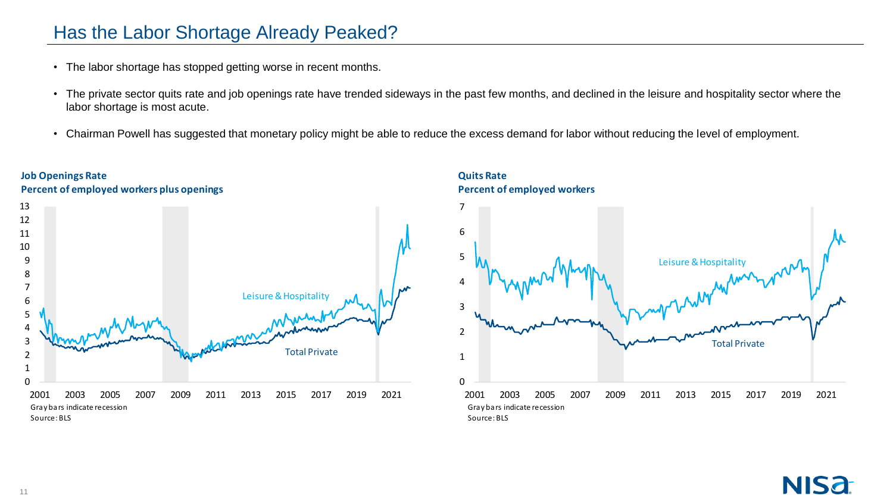# Has the Labor Shortage Already Peaked?

- The labor shortage has stopped getting worse in recent months.
- The private sector quits rate and job openings rate have trended sideways in the past few months, and declined in the leisure and hospitality sector where the labor shortage is most acute.
- Chairman Powell has suggested that monetary policy might be able to reduce the excess demand for labor without reducing the level of employment.

**Job Openings Rate**
**Percent of employed workers plus openings**

Gray bars indicate recession
Source: BLS

**Quits Rate**
**Percent of employed workers**

Gray bars indicate recession
Source: BLS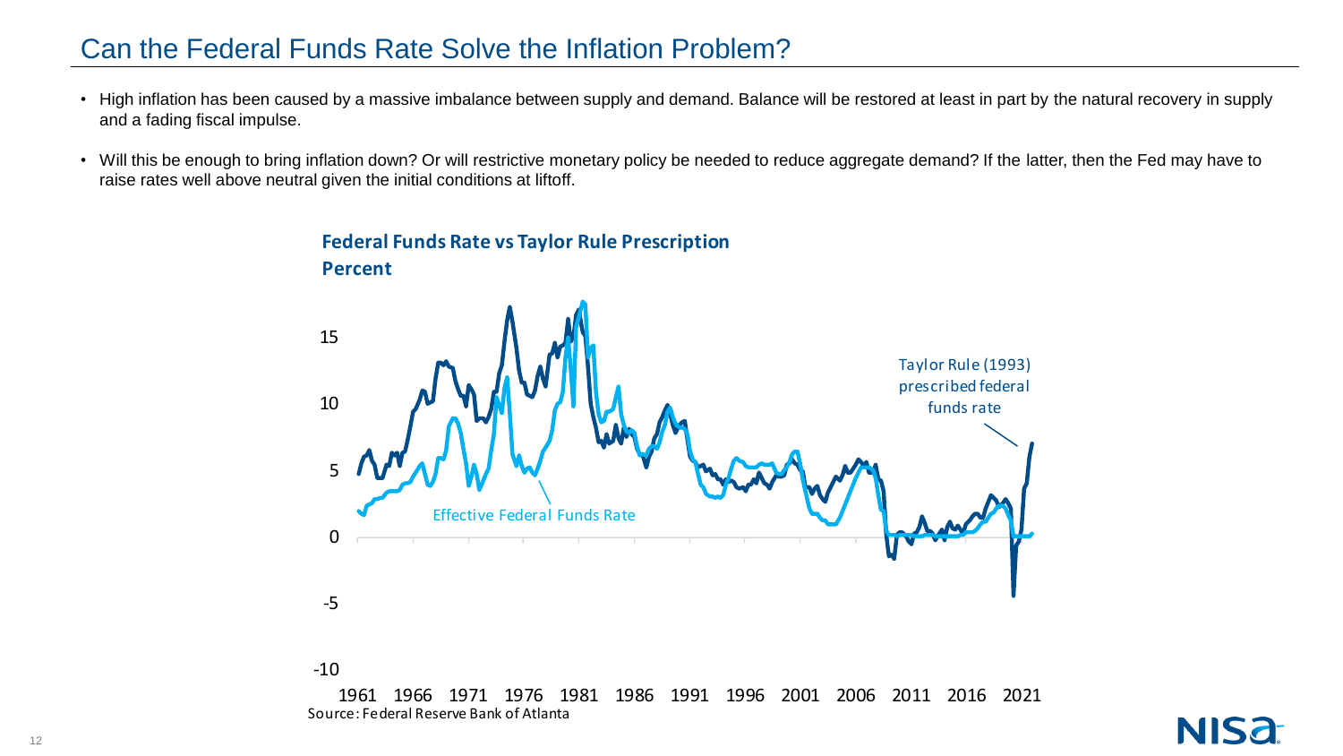# Can the Federal Funds Rate Solve the Inflation Problem?

- High inflation has been caused by a massive imbalance between supply and demand. Balance will be restored at least in part by the natural recovery in supply and a fading fiscal impulse.
- Will this be enough to bring inflation down? Or will restrictive monetary policy be needed to reduce aggregate demand? If the latter, then the Fed may have to raise rates well above neutral given the initial conditions at liftoff.

**Federal Funds Rate vs Taylor Rule Prescription**
**Percent**

Source: Federal Reserve Bank of Atlanta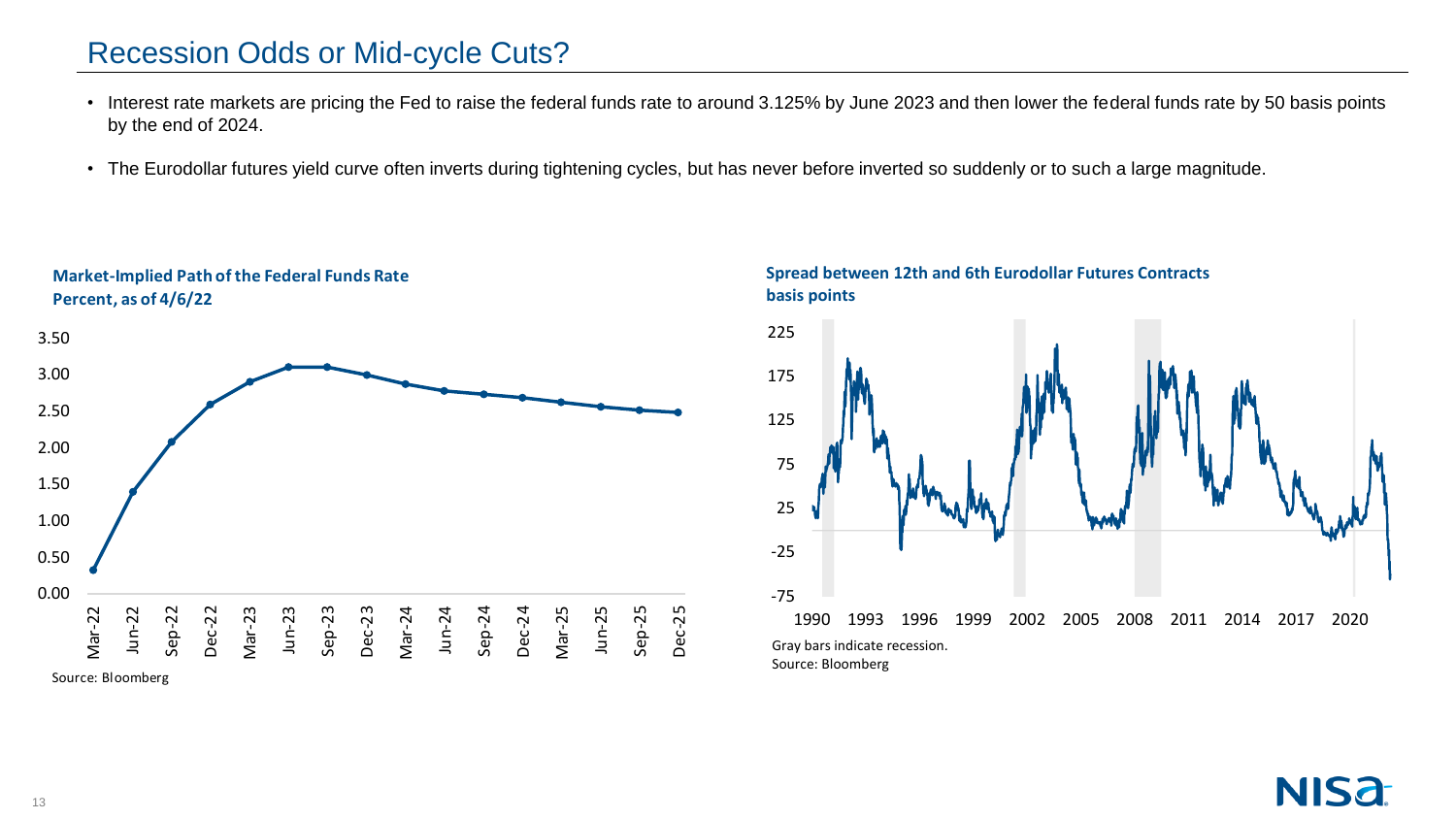# Recession Odds or Mid-cycle Cuts?

- Interest rate markets are pricing the Fed to raise the federal funds rate to around 3.125% by June 2023 and then lower the federal funds rate by 50 basis points by the end of 2024.
- The Eurodollar futures yield curve often inverts during tightening cycles, but has never before inverted so suddenly or to such a large magnitude.

**Market-Implied Path of the Federal Funds Rate**
**Percent, as of 4/6/22**

Source: Bloomberg

**Spread between 12th and 6th Eurodollar Futures Contracts**
**basis points**

Gray bars indicate recession.
Source: Bloomberg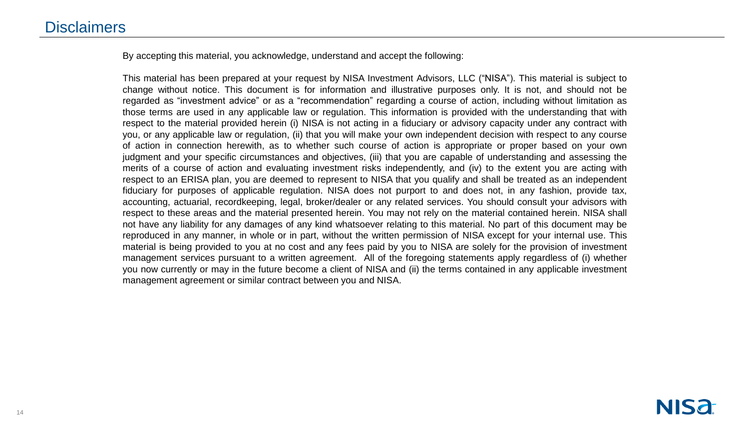# Disclaimers

By accepting this material, you acknowledge, understand and accept the following:

This material has been prepared at your request by NISA Investment Advisors, LLC ("NISA"). This material is subject to change without notice. This document is for information and illustrative purposes only. It is not, and should not be regarded as "investment advice" or as a "recommendation" regarding a course of action, including without limitation as those terms are used in any applicable law or regulation. This information is provided with the understanding that with respect to the material provided herein (i) NISA is not acting in a fiduciary or advisory capacity under any contract with you, or any applicable law or regulation, (ii) that you will make your own independent decision with respect to any course of action in connection herewith, as to whether such course of action is appropriate or proper based on your own judgment and your specific circumstances and objectives, (iii) that you are capable of understanding and assessing the merits of a course of action and evaluating investment risks independently, and (iv) to the extent you are acting with respect to an ERISA plan, you are deemed to represent to NISA that you qualify and shall be treated as an independent fiduciary for purposes of applicable regulation. NISA does not purport to and does not, in any fashion, provide tax, accounting, actuarial, recordkeeping, legal, broker/dealer or any related services. You should consult your advisors with respect to these areas and the material presented herein. You may not rely on the material contained herein. NISA shall not have any liability for any damages of any kind whatsoever relating to this material. No part of this document may be reproduced in any manner, in whole or in part, without the written permission of NISA except for your internal use. This material is being provided to you at no cost and any fees paid by you to NISA are solely for the provision of investment management services pursuant to a written agreement. All of the foregoing statements apply regardless of (i) whether you now currently or may in the future become a client of NISA and (ii) the terms contained in any applicable investment management agreement or similar contract between you and NISA.